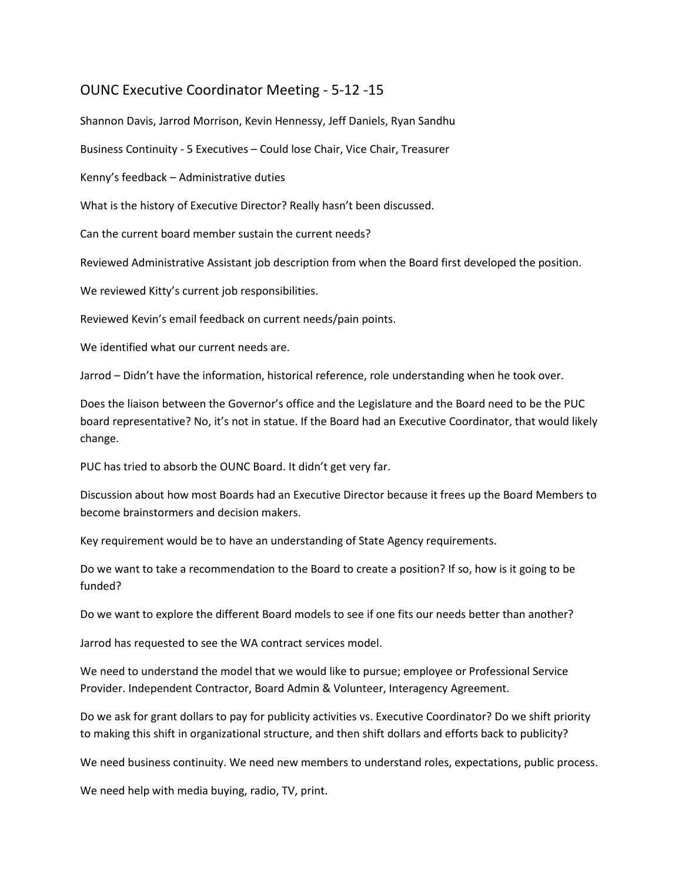# OUNC Executive Coordinator Meeting - 5-12 -15

Shannon Davis, Jarrod Morrison, Kevin Hennessy, Jeff Daniels, Ryan Sandhu

Business Continuity - 5 Executives – Could lose Chair, Vice Chair, Treasurer

Kenny's feedback – Administrative duties

What is the history of Executive Director? Really hasn't been discussed.

Can the current board member sustain the current needs?

Reviewed Administrative Assistant job description from when the Board first developed the position.

We reviewed Kitty's current job responsibilities.

Reviewed Kevin's email feedback on current needs/pain points.

We identified what our current needs are.

Jarrod – Didn't have the information, historical reference, role understanding when he took over.

Does the liaison between the Governor's office and the Legislature and the Board need to be the PUC board representative? No, it's not in statue. If the Board had an Executive Coordinator, that would likely change.

PUC has tried to absorb the OUNC Board. It didn't get very far.

Discussion about how most Boards had an Executive Director because it frees up the Board Members to become brainstormers and decision makers.

Key requirement would be to have an understanding of State Agency requirements.

Do we want to take a recommendation to the Board to create a position? If so, how is it going to be funded?

Do we want to explore the different Board models to see if one fits our needs better than another?

Jarrod has requested to see the WA contract services model.

We need to understand the model that we would like to pursue; employee or Professional Service Provider. Independent Contractor, Board Admin & Volunteer, Interagency Agreement.

Do we ask for grant dollars to pay for publicity activities vs. Executive Coordinator? Do we shift priority to making this shift in organizational structure, and then shift dollars and efforts back to publicity?

We need business continuity. We need new members to understand roles, expectations, public process.

We need help with media buying, radio, TV, print.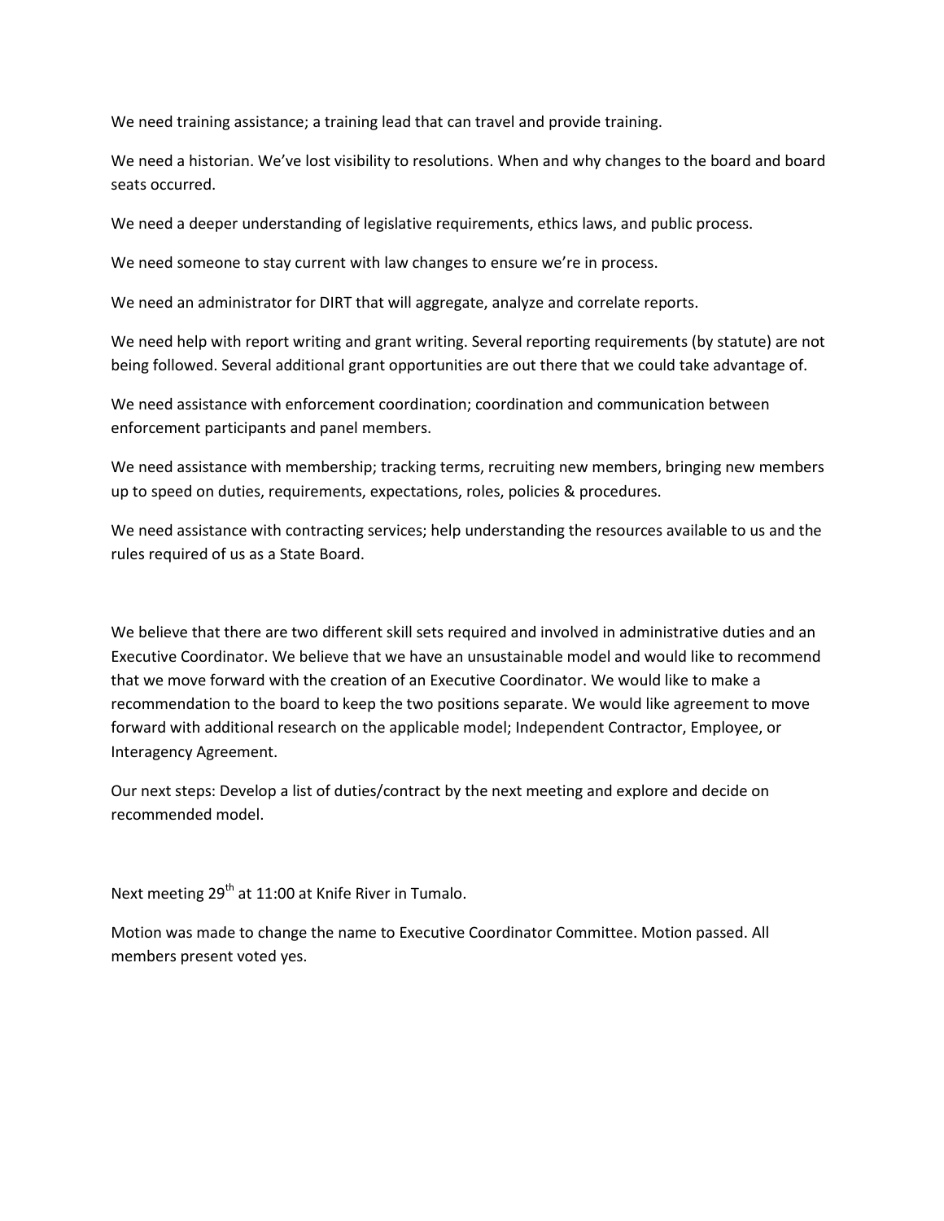We need training assistance; a training lead that can travel and provide training.

We need a historian. We've lost visibility to resolutions. When and why changes to the board and board seats occurred.

We need a deeper understanding of legislative requirements, ethics laws, and public process.

We need someone to stay current with law changes to ensure we're in process.

We need an administrator for DIRT that will aggregate, analyze and correlate reports.

We need help with report writing and grant writing. Several reporting requirements (by statute) are not being followed. Several additional grant opportunities are out there that we could take advantage of.

We need assistance with enforcement coordination; coordination and communication between enforcement participants and panel members.

We need assistance with membership; tracking terms, recruiting new members, bringing new members up to speed on duties, requirements, expectations, roles, policies & procedures.

We need assistance with contracting services; help understanding the resources available to us and the rules required of us as a State Board.

We believe that there are two different skill sets required and involved in administrative duties and an Executive Coordinator. We believe that we have an unsustainable model and would like to recommend that we move forward with the creation of an Executive Coordinator. We would like to make a recommendation to the board to keep the two positions separate. We would like agreement to move forward with additional research on the applicable model; Independent Contractor, Employee, or Interagency Agreement.

Our next steps: Develop a list of duties/contract by the next meeting and explore and decide on recommended model.

Next meeting 29th at 11:00 at Knife River in Tumalo.

Motion was made to change the name to Executive Coordinator Committee. Motion passed. All members present voted yes.